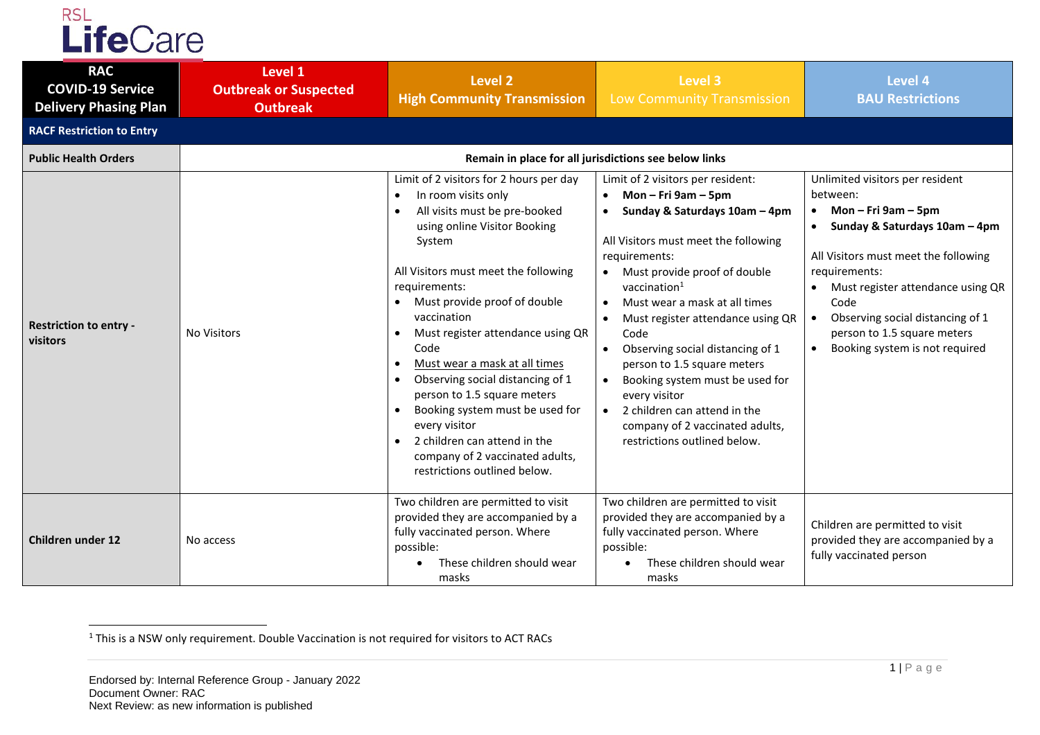RSL LifeCare

| RAC COVID-19 Service Delivery Phasing Plan | Level 1 Outbreak or Suspected Outbreak | Level 2 High Community Transmission | Level 3 Low Community Transmission | Level 4 BAU Restrictions |
|---|---|---|---|---|
| **RACF Restriction to Entry** | | | | |
| **Public Health Orders** | **Remain in place for all jurisdictions see below links** | | | |
| **Restriction to entry - visitors** | No Visitors | Limit of 2 visitors for 2 hours per day<br>• In room visits only<br>• All visits must be pre-booked using online Visitor Booking System<br><br>All Visitors must meet the following requirements:<br>• Must provide proof of double vaccination<br>• Must register attendance using QR Code<br>• Must wear a mask at all times<br>• Observing social distancing of 1 person to 1.5 square meters<br>• Booking system must be used for every visitor<br>• 2 children can attend in the company of 2 vaccinated adults, restrictions outlined below. | Limit of 2 visitors per resident:<br>• **Mon – Fri 9am – 5pm**<br>• **Sunday & Saturdays 10am – 4pm**<br><br>All Visitors must meet the following requirements:<br>• Must provide proof of double vaccination[1]<br>• Must wear a mask at all times<br>• Must register attendance using QR Code<br>• Observing social distancing of 1 person to 1.5 square meters<br>• Booking system must be used for every visitor<br>• 2 children can attend in the company of 2 vaccinated adults, restrictions outlined below. | Unlimited visitors per resident between:<br>• **Mon – Fri 9am – 5pm**<br>• **Sunday & Saturdays 10am – 4pm**<br><br>All Visitors must meet the following requirements:<br>• Must register attendance using QR Code<br>• Observing social distancing of 1 person to 1.5 square meters<br>• Booking system is not required |
| **Children under 12** | No access | Two children are permitted to visit provided they are accompanied by a fully vaccinated person. Where possible:<br>• These children should wear masks | Two children are permitted to visit provided they are accompanied by a fully vaccinated person. Where possible:<br>• These children should wear masks | Children are permitted to visit provided they are accompanied by a fully vaccinated person |

[1] This is a NSW only requirement. Double Vaccination is not required for visitors to ACT RACs

Endorsed by: Internal Reference Group - January 2022
Document Owner: RAC
Next Review: as new information is published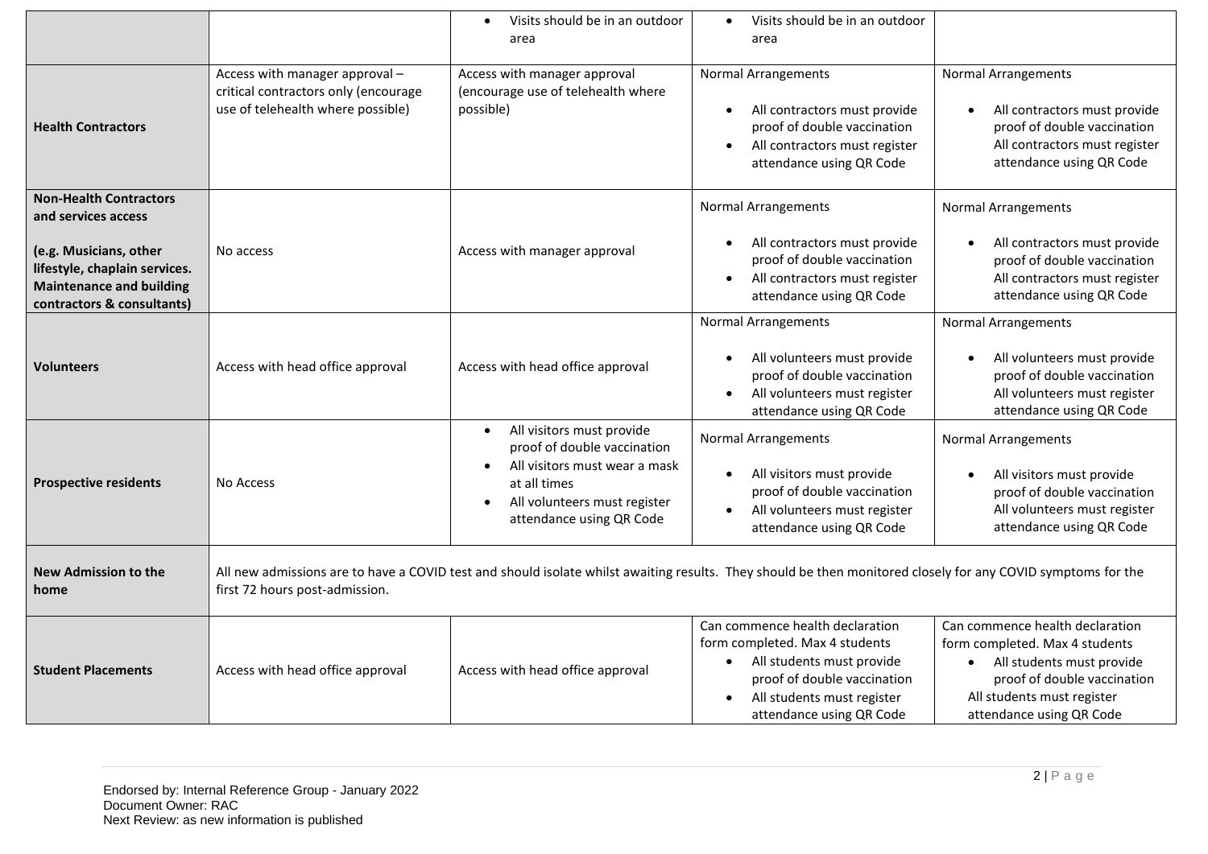| | | | | |
|---|---|---|---|---|
| | | • Visits should be in an outdoor area | • Visits should be in an outdoor area | |
| **Health Contractors** | Access with manager approval – critical contractors only (encourage use of telehealth where possible) | Access with manager approval (encourage use of telehealth where possible) | Normal Arrangements<br>• All contractors must provide proof of double vaccination<br>• All contractors must register attendance using QR Code | Normal Arrangements<br>• All contractors must provide proof of double vaccination All contractors must register attendance using QR Code |
| **Non-Health Contractors and services access**<br><br>**(e.g. Musicians, other lifestyle, chaplain services. Maintenance and building contractors & consultants)** | No access | Access with manager approval | Normal Arrangements<br>• All contractors must provide proof of double vaccination<br>• All contractors must register attendance using QR Code | Normal Arrangements<br>• All contractors must provide proof of double vaccination All contractors must register attendance using QR Code |
| **Volunteers** | Access with head office approval | Access with head office approval | Normal Arrangements<br>• All volunteers must provide proof of double vaccination<br>• All volunteers must register attendance using QR Code | Normal Arrangements<br>• All volunteers must provide proof of double vaccination All volunteers must register attendance using QR Code |
| **Prospective residents** | No Access | • All visitors must provide proof of double vaccination<br>• All visitors must wear a mask at all times<br>• All volunteers must register attendance using QR Code | Normal Arrangements<br>• All visitors must provide proof of double vaccination<br>• All volunteers must register attendance using QR Code | Normal Arrangements<br>• All visitors must provide proof of double vaccination All volunteers must register attendance using QR Code |
| **New Admission to the home** | All new admissions are to have a COVID test and should isolate whilst awaiting results. They should be then monitored closely for any COVID symptoms for the first 72 hours post-admission. | | | |
| **Student Placements** | Access with head office approval | Access with head office approval | Can commence health declaration form completed. Max 4 students<br>• All students must provide proof of double vaccination<br>• All students must register attendance using QR Code | Can commence health declaration form completed. Max 4 students<br>• All students must provide proof of double vaccination<br>All students must register attendance using QR Code |

Endorsed by: Internal Reference Group - January 2022
Document Owner: RAC
Next Review: as new information is published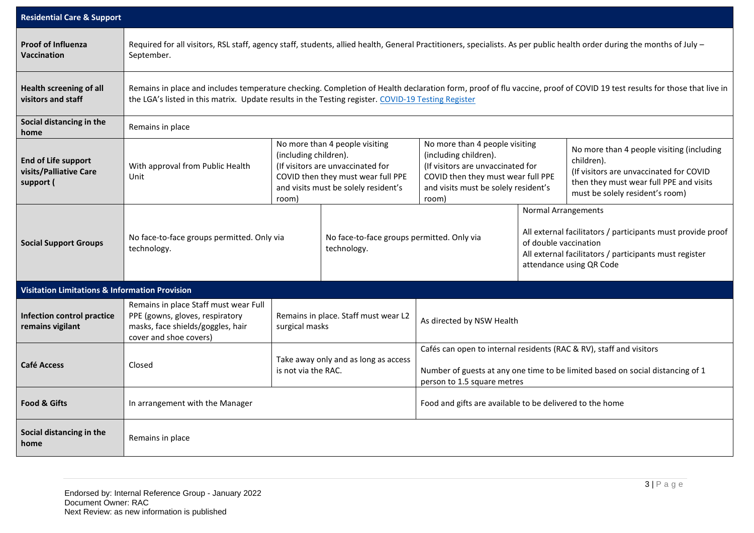| Residential Care & Support | | | | |
|---|---|---|---|---|
| **Proof of Influenza Vaccination** | Required for all visitors, RSL staff, agency staff, students, allied health, General Practitioners, specialists. As per public health order during the months of July – September. | | | |
| **Health screening of all visitors and staff** | Remains in place and includes temperature checking. Completion of Health declaration form, proof of flu vaccine, proof of COVID 19 test results for those that live in the LGA's listed in this matrix. Update results in the Testing register. COVID-19 Testing Register | | | |
| **Social distancing in the home** | Remains in place | | | |
| **End of Life support visits/Palliative Care support (** | With approval from Public Health Unit | No more than 4 people visiting (including children).<br>(If visitors are unvaccinated for COVID then they must wear full PPE and visits must be solely resident's room) | No more than 4 people visiting (including children).<br>(If visitors are unvaccinated for COVID then they must wear full PPE and visits must be solely resident's room) | No more than 4 people visiting (including children).<br>(If visitors are unvaccinated for COVID then they must wear full PPE and visits must be solely resident's room) |
| **Social Support Groups** | No face-to-face groups permitted. Only via technology. | No face-to-face groups permitted. Only via technology. | Normal Arrangements<br><br>All external facilitators / participants must provide proof of double vaccination<br>All external facilitators / participants must register attendance using QR Code | |
| **Visitation Limitations & Information Provision** | | | | |
| **Infection control practice remains vigilant** | Remains in place Staff must wear Full PPE (gowns, gloves, respiratory masks, face shields/goggles, hair cover and shoe covers) | Remains in place. Staff must wear L2 surgical masks | As directed by NSW Health | |
| **Café Access** | Closed | Take away only and as long as access is not via the RAC. | Cafés can open to internal residents (RAC & RV), staff and visitors<br><br>Number of guests at any one time to be limited based on social distancing of 1 person to 1.5 square metres | |
| **Food & Gifts** | In arrangement with the Manager | | Food and gifts are available to be delivered to the home | |
| **Social distancing in the home** | Remains in place | | | |

Endorsed by: Internal Reference Group - January 2022
Document Owner: RAC
Next Review: as new information is published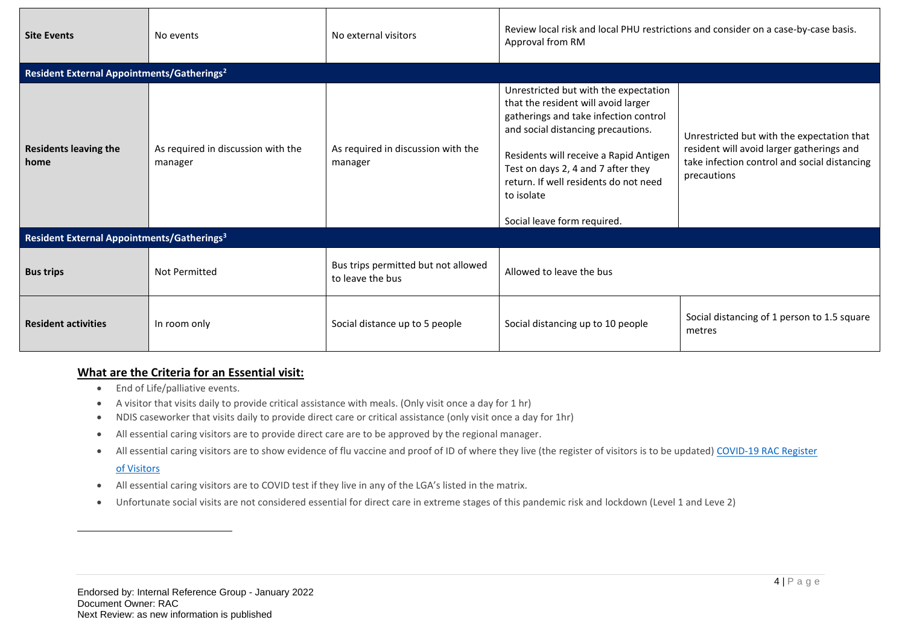| | | | | |
|---|---|---|---|---|
| **Site Events** | No events | No external visitors | Review local risk and local PHU restrictions and consider on a case-by-case basis. Approval from RM | |
| **Resident External Appointments/Gatherings[2]** | | | | |
| **Residents leaving the home** | As required in discussion with the manager | As required in discussion with the manager | Unrestricted but with the expectation that the resident will avoid larger gatherings and take infection control and social distancing precautions.<br><br>Residents will receive a Rapid Antigen Test on days 2, 4 and 7 after they return. If well residents do not need to isolate<br><br>Social leave form required. | Unrestricted but with the expectation that resident will avoid larger gatherings and take infection control and social distancing precautions |
| **Resident External Appointments/Gatherings[3]** | | | | |
| **Bus trips** | Not Permitted | Bus trips permitted but not allowed to leave the bus | Allowed to leave the bus | |
| **Resident activities** | In room only | Social distance up to 5 people | Social distancing up to 10 people | Social distancing of 1 person to 1.5 square metres |

## What are the Criteria for an Essential visit:

- End of Life/palliative events.
- A visitor that visits daily to provide critical assistance with meals. (Only visit once a day for 1 hr)
- NDIS caseworker that visits daily to provide direct care or critical assistance (only visit once a day for 1hr)
- All essential caring visitors are to provide direct care are to be approved by the regional manager.
- All essential caring visitors are to show evidence of flu vaccine and proof of ID of where they live (the register of visitors is to be updated) [COVID-19 RAC Register of Visitors]
- All essential caring visitors are to COVID test if they live in any of the LGA's listed in the matrix.
- Unfortunate social visits are not considered essential for direct care in extreme stages of this pandemic risk and lockdown (Level 1 and Leve 2)

Endorsed by: Internal Reference Group - January 2022
Document Owner: RAC
Next Review: as new information is published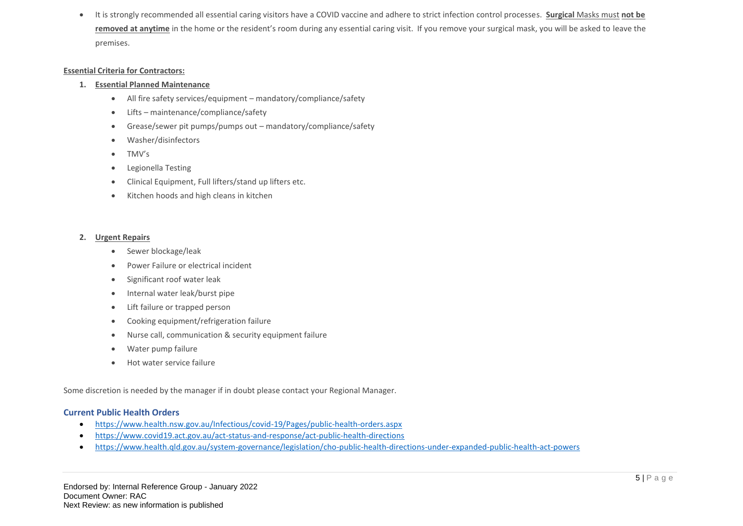- It is strongly recommended all essential caring visitors have a COVID vaccine and adhere to strict infection control processes. **Surgical** Masks must **not be removed at anytime** in the home or the resident's room during any essential caring visit. If you remove your surgical mask, you will be asked to leave the premises.

**Essential Criteria for Contractors:**

1. **Essential Planned Maintenance**
    - All fire safety services/equipment – mandatory/compliance/safety
    - Lifts – maintenance/compliance/safety
    - Grease/sewer pit pumps/pumps out – mandatory/compliance/safety
    - Washer/disinfectors
    - TMV's
    - Legionella Testing
    - Clinical Equipment, Full lifters/stand up lifters etc.
    - Kitchen hoods and high cleans in kitchen

2. **Urgent Repairs**
    - Sewer blockage/leak
    - Power Failure or electrical incident
    - Significant roof water leak
    - Internal water leak/burst pipe
    - Lift failure or trapped person
    - Cooking equipment/refrigeration failure
    - Nurse call, communication & security equipment failure
    - Water pump failure
    - Hot water service failure

Some discretion is needed by the manager if in doubt please contact your Regional Manager.

## Current Public Health Orders

- https://www.health.nsw.gov.au/Infectious/covid-19/Pages/public-health-orders.aspx
- https://www.covid19.act.gov.au/act-status-and-response/act-public-health-directions
- https://www.health.qld.gov.au/system-governance/legislation/cho-public-health-directions-under-expanded-public-health-act-powers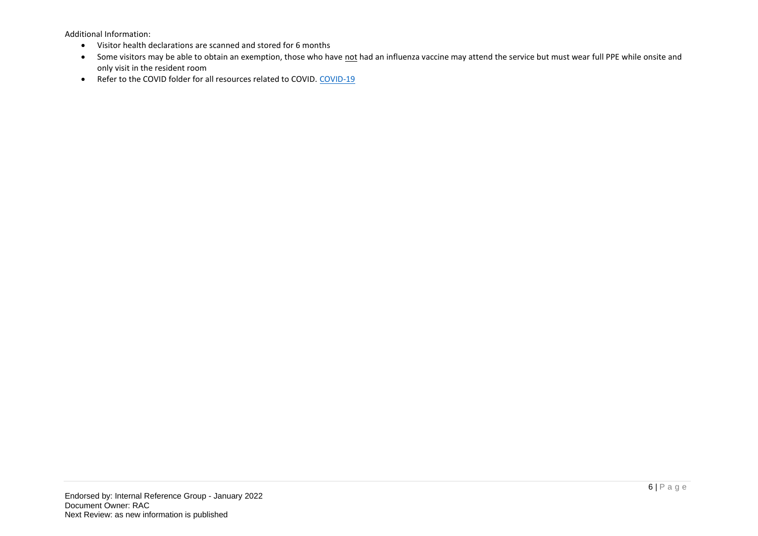Additional Information:

- Visitor health declarations are scanned and stored for 6 months
- Some visitors may be able to obtain an exemption, those who have not had an influenza vaccine may attend the service but must wear full PPE while onsite and only visit in the resident room
- Refer to the COVID folder for all resources related to COVID. COVID-19

Endorsed by: Internal Reference Group - January 2022
Document Owner: RAC
Next Review: as new information is published